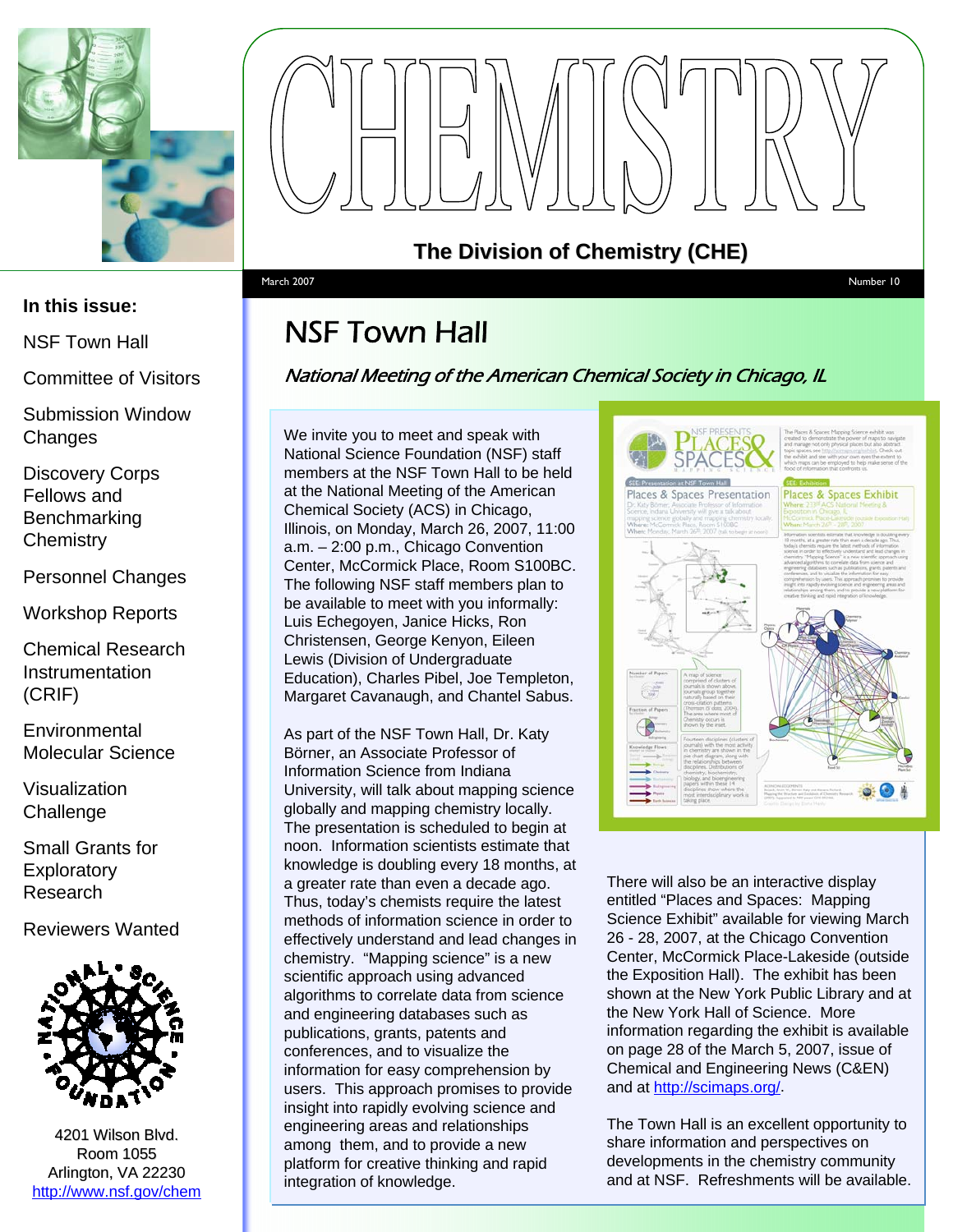# CHEMISTRY

## The Division of Chemistry (CHE)

March 2007 | Number 10

**In this issue:**

- NSF Town Hall
- Committee of Visitors
- Submission Window Changes
- Discovery Corps Fellows and Benchmarking Chemistry
- Personnel Changes
- Workshop Reports
- Chemical Research Instrumentation (CRIF)
- Environmental Molecular Science
- Visualization Challenge
- Small Grants for Exploratory Research
- Reviewers Wanted

4201 Wilson Blvd.
Room 1055
Arlington, VA 22230
http://www.nsf.gov/chem

# NSF Town Hall

*National Meeting of the American Chemical Society in Chicago, IL*

We invite you to meet and speak with National Science Foundation (NSF) staff members at the NSF Town Hall to be held at the National Meeting of the American Chemical Society (ACS) in Chicago, Illinois, on Monday, March 26, 2007, 11:00 a.m. – 2:00 p.m., Chicago Convention Center, McCormick Place, Room S100BC. The following NSF staff members plan to be available to meet with you informally: Luis Echegoyen, Janice Hicks, Ron Christensen, George Kenyon, Eileen Lewis (Division of Undergraduate Education), Charles Pibel, Joe Templeton, Margaret Cavanaugh, and Chantel Sabus.

As part of the NSF Town Hall, Dr. Katy Börner, an Associate Professor of Information Science from Indiana University, will talk about mapping science globally and mapping chemistry locally. The presentation is scheduled to begin at noon. Information scientists estimate that knowledge is doubling every 18 months, at a greater rate than even a decade ago. Thus, today's chemists require the latest methods of information science in order to effectively understand and lead changes in chemistry. "Mapping science" is a new scientific approach using advanced algorithms to correlate data from science and engineering databases such as publications, grants, patents and conferences, and to visualize the information for easy comprehension by users. This approach promises to provide insight into rapidly evolving science and engineering areas and relationships among them, and to provide a new platform for creative thinking and rapid integration of knowledge.

There will also be an interactive display entitled "Places and Spaces: Mapping Science Exhibit" available for viewing March 26 - 28, 2007, at the Chicago Convention Center, McCormick Place-Lakeside (outside the Exposition Hall). The exhibit has been shown at the New York Public Library and at the New York Hall of Science. More information regarding the exhibit is available on page 28 of the March 5, 2007, issue of Chemical and Engineering News (C&EN) and at http://scimaps.org/.

The Town Hall is an excellent opportunity to share information and perspectives on developments in the chemistry community and at NSF. Refreshments will be available.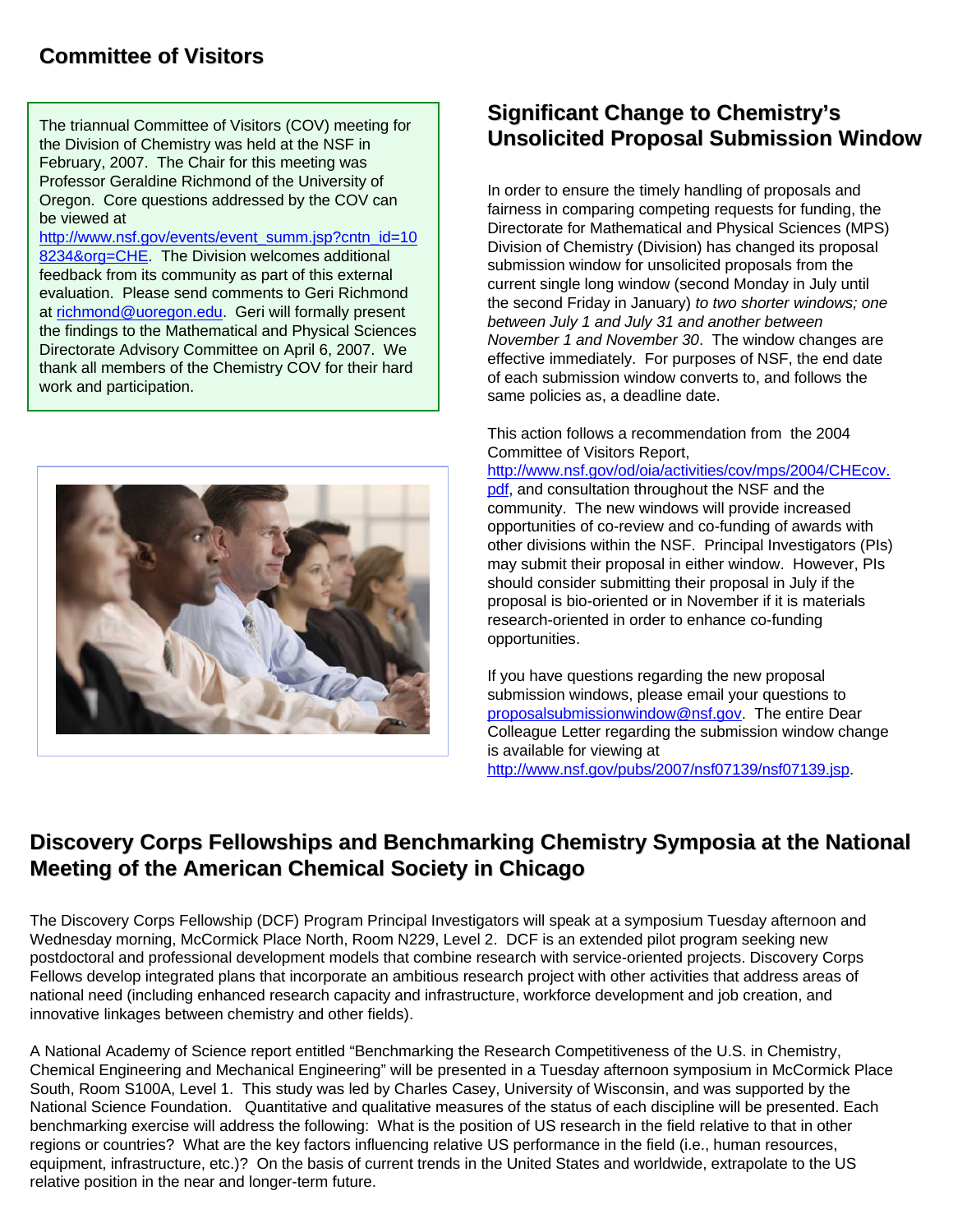## Committee of Visitors

The triannual Committee of Visitors (COV) meeting for the Division of Chemistry was held at the NSF in February, 2007. The Chair for this meeting was Professor Geraldine Richmond of the University of Oregon. Core questions addressed by the COV can be viewed at http://www.nsf.gov/events/event_summ.jsp?cntn_id=108234&org=CHE. The Division welcomes additional feedback from its community as part of this external evaluation. Please send comments to Geri Richmond at richmond@uoregon.edu. Geri will formally present the findings to the Mathematical and Physical Sciences Directorate Advisory Committee on April 6, 2007. We thank all members of the Chemistry COV for their hard work and participation.

## Significant Change to Chemistry's Unsolicited Proposal Submission Window

In order to ensure the timely handling of proposals and fairness in comparing competing requests for funding, the Directorate for Mathematical and Physical Sciences (MPS) Division of Chemistry (Division) has changed its proposal submission window for unsolicited proposals from the current single long window (second Monday in July until the second Friday in January) *to two shorter windows; one between July 1 and July 31 and another between November 1 and November 30*. The window changes are effective immediately. For purposes of NSF, the end date of each submission window converts to, and follows the same policies as, a deadline date.

This action follows a recommendation from the 2004 Committee of Visitors Report, http://www.nsf.gov/od/oia/activities/cov/mps/2004/CHEcov.pdf, and consultation throughout the NSF and the community. The new windows will provide increased opportunities of co-review and co-funding of awards with other divisions within the NSF. Principal Investigators (PIs) may submit their proposal in either window. However, PIs should consider submitting their proposal in July if the proposal is bio-oriented or in November if it is materials research-oriented in order to enhance co-funding opportunities.

If you have questions regarding the new proposal submission windows, please email your questions to proposalsubmissionwindow@nsf.gov. The entire Dear Colleague Letter regarding the submission window change is available for viewing at http://www.nsf.gov/pubs/2007/nsf07139/nsf07139.jsp.

## Discovery Corps Fellowships and Benchmarking Chemistry Symposia at the National Meeting of the American Chemical Society in Chicago

The Discovery Corps Fellowship (DCF) Program Principal Investigators will speak at a symposium Tuesday afternoon and Wednesday morning, McCormick Place North, Room N229, Level 2. DCF is an extended pilot program seeking new postdoctoral and professional development models that combine research with service-oriented projects. Discovery Corps Fellows develop integrated plans that incorporate an ambitious research project with other activities that address areas of national need (including enhanced research capacity and infrastructure, workforce development and job creation, and innovative linkages between chemistry and other fields).

A National Academy of Science report entitled "Benchmarking the Research Competitiveness of the U.S. in Chemistry, Chemical Engineering and Mechanical Engineering" will be presented in a Tuesday afternoon symposium in McCormick Place South, Room S100A, Level 1. This study was led by Charles Casey, University of Wisconsin, and was supported by the National Science Foundation. Quantitative and qualitative measures of the status of each discipline will be presented. Each benchmarking exercise will address the following: What is the position of US research in the field relative to that in other regions or countries? What are the key factors influencing relative US performance in the field (i.e., human resources, equipment, infrastructure, etc.)? On the basis of current trends in the United States and worldwide, extrapolate to the US relative position in the near and longer-term future.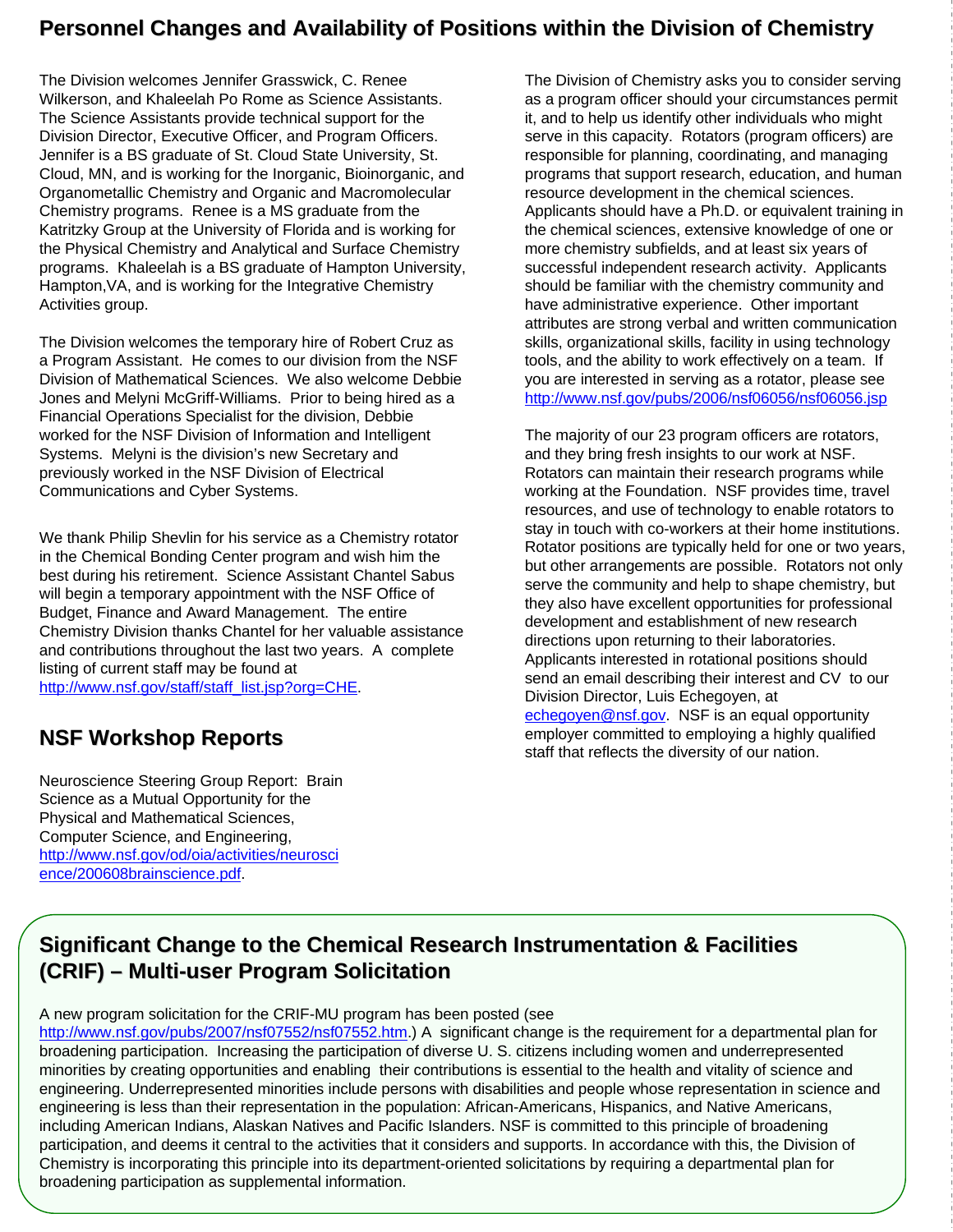## Personnel Changes and Availability of Positions within the Division of Chemistry

The Division welcomes Jennifer Grasswick, C. Renee Wilkerson, and Khaleelah Po Rome as Science Assistants. The Science Assistants provide technical support for the Division Director, Executive Officer, and Program Officers. Jennifer is a BS graduate of St. Cloud State University, St. Cloud, MN, and is working for the Inorganic, Bioinorganic, and Organometallic Chemistry and Organic and Macromolecular Chemistry programs. Renee is a MS graduate from the Katritzky Group at the University of Florida and is working for the Physical Chemistry and Analytical and Surface Chemistry programs. Khaleelah is a BS graduate of Hampton University, Hampton,VA, and is working for the Integrative Chemistry Activities group.

The Division welcomes the temporary hire of Robert Cruz as a Program Assistant. He comes to our division from the NSF Division of Mathematical Sciences. We also welcome Debbie Jones and Melyni McGriff-Williams. Prior to being hired as a Financial Operations Specialist for the division, Debbie worked for the NSF Division of Information and Intelligent Systems. Melyni is the division's new Secretary and previously worked in the NSF Division of Electrical Communications and Cyber Systems.

We thank Philip Shevlin for his service as a Chemistry rotator in the Chemical Bonding Center program and wish him the best during his retirement. Science Assistant Chantel Sabus will begin a temporary appointment with the NSF Office of Budget, Finance and Award Management. The entire Chemistry Division thanks Chantel for her valuable assistance and contributions throughout the last two years. A complete listing of current staff may be found at http://www.nsf.gov/staff/staff_list.jsp?org=CHE.

The Division of Chemistry asks you to consider serving as a program officer should your circumstances permit it, and to help us identify other individuals who might serve in this capacity. Rotators (program officers) are responsible for planning, coordinating, and managing programs that support research, education, and human resource development in the chemical sciences. Applicants should have a Ph.D. or equivalent training in the chemical sciences, extensive knowledge of one or more chemistry subfields, and at least six years of successful independent research activity. Applicants should be familiar with the chemistry community and have administrative experience. Other important attributes are strong verbal and written communication skills, organizational skills, facility in using technology tools, and the ability to work effectively on a team. If you are interested in serving as a rotator, please see http://www.nsf.gov/pubs/2006/nsf06056/nsf06056.jsp

The majority of our 23 program officers are rotators, and they bring fresh insights to our work at NSF. Rotators can maintain their research programs while working at the Foundation. NSF provides time, travel resources, and use of technology to enable rotators to stay in touch with co-workers at their home institutions. Rotator positions are typically held for one or two years, but other arrangements are possible. Rotators not only serve the community and help to shape chemistry, but they also have excellent opportunities for professional development and establishment of new research directions upon returning to their laboratories. Applicants interested in rotational positions should send an email describing their interest and CV to our Division Director, Luis Echegoyen, at echegoyen@nsf.gov. NSF is an equal opportunity employer committed to employing a highly qualified staff that reflects the diversity of our nation.

## NSF Workshop Reports

Neuroscience Steering Group Report: Brain Science as a Mutual Opportunity for the Physical and Mathematical Sciences, Computer Science, and Engineering, http://www.nsf.gov/od/oia/activities/neuroscience/200608brainscience.pdf.

## Significant Change to the Chemical Research Instrumentation & Facilities (CRIF) – Multi-user Program Solicitation

A new program solicitation for the CRIF-MU program has been posted (see http://www.nsf.gov/pubs/2007/nsf07552/nsf07552.htm.) A significant change is the requirement for a departmental plan for broadening participation. Increasing the participation of diverse U. S. citizens including women and underrepresented minorities by creating opportunities and enabling their contributions is essential to the health and vitality of science and engineering. Underrepresented minorities include persons with disabilities and people whose representation in science and engineering is less than their representation in the population: African-Americans, Hispanics, and Native Americans, including American Indians, Alaskan Natives and Pacific Islanders. NSF is committed to this principle of broadening participation, and deems it central to the activities that it considers and supports. In accordance with this, the Division of Chemistry is incorporating this principle into its department-oriented solicitations by requiring a departmental plan for broadening participation as supplemental information.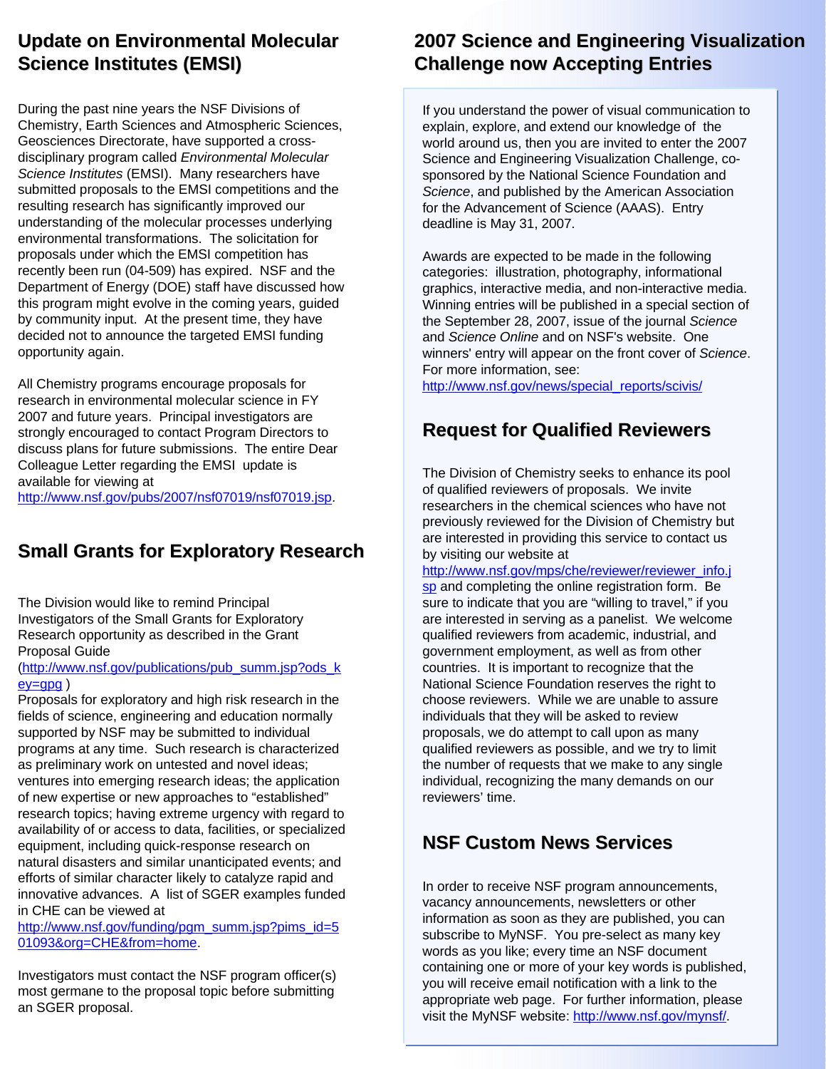## Update on Environmental Molecular Science Institutes (EMSI)

During the past nine years the NSF Divisions of Chemistry, Earth Sciences and Atmospheric Sciences, Geosciences Directorate, have supported a cross-disciplinary program called *Environmental Molecular Science Institutes* (EMSI). Many researchers have submitted proposals to the EMSI competitions and the resulting research has significantly improved our understanding of the molecular processes underlying environmental transformations. The solicitation for proposals under which the EMSI competition has recently been run (04-509) has expired. NSF and the Department of Energy (DOE) staff have discussed how this program might evolve in the coming years, guided by community input. At the present time, they have decided not to announce the targeted EMSI funding opportunity again.

All Chemistry programs encourage proposals for research in environmental molecular science in FY 2007 and future years. Principal investigators are strongly encouraged to contact Program Directors to discuss plans for future submissions. The entire Dear Colleague Letter regarding the EMSI update is available for viewing at http://www.nsf.gov/pubs/2007/nsf07019/nsf07019.jsp.

## Small Grants for Exploratory Research

The Division would like to remind Principal Investigators of the Small Grants for Exploratory Research opportunity as described in the Grant Proposal Guide (http://www.nsf.gov/publications/pub_summ.jsp?ods_key=gpg )

Proposals for exploratory and high risk research in the fields of science, engineering and education normally supported by NSF may be submitted to individual programs at any time. Such research is characterized as preliminary work on untested and novel ideas; ventures into emerging research ideas; the application of new expertise or new approaches to "established" research topics; having extreme urgency with regard to availability of or access to data, facilities, or specialized equipment, including quick-response research on natural disasters and similar unanticipated events; and efforts of similar character likely to catalyze rapid and innovative advances. A list of SGER examples funded in CHE can be viewed at http://www.nsf.gov/funding/pgm_summ.jsp?pims_id=501093&org=CHE&from=home.

Investigators must contact the NSF program officer(s) most germane to the proposal topic before submitting an SGER proposal.

## 2007 Science and Engineering Visualization Challenge now Accepting Entries

If you understand the power of visual communication to explain, explore, and extend our knowledge of the world around us, then you are invited to enter the 2007 Science and Engineering Visualization Challenge, co-sponsored by the National Science Foundation and *Science*, and published by the American Association for the Advancement of Science (AAAS). Entry deadline is May 31, 2007.

Awards are expected to be made in the following categories: illustration, photography, informational graphics, interactive media, and non-interactive media. Winning entries will be published in a special section of the September 28, 2007, issue of the journal *Science* and *Science Online* and on NSF's website. One winners' entry will appear on the front cover of *Science*. For more information, see: http://www.nsf.gov/news/special_reports/scivis/

## Request for Qualified Reviewers

The Division of Chemistry seeks to enhance its pool of qualified reviewers of proposals. We invite researchers in the chemical sciences who have not previously reviewed for the Division of Chemistry but are interested in providing this service to contact us by visiting our website at http://www.nsf.gov/mps/che/reviewer/reviewer_info.jsp and completing the online registration form. Be sure to indicate that you are "willing to travel," if you are interested in serving as a panelist. We welcome qualified reviewers from academic, industrial, and government employment, as well as from other countries. It is important to recognize that the National Science Foundation reserves the right to choose reviewers. While we are unable to assure individuals that they will be asked to review proposals, we do attempt to call upon as many qualified reviewers as possible, and we try to limit the number of requests that we make to any single individual, recognizing the many demands on our reviewers' time.

## NSF Custom News Services

In order to receive NSF program announcements, vacancy announcements, newsletters or other information as soon as they are published, you can subscribe to MyNSF. You pre-select as many key words as you like; every time an NSF document containing one or more of your key words is published, you will receive email notification with a link to the appropriate web page. For further information, please visit the MyNSF website: http://www.nsf.gov/mynsf/.